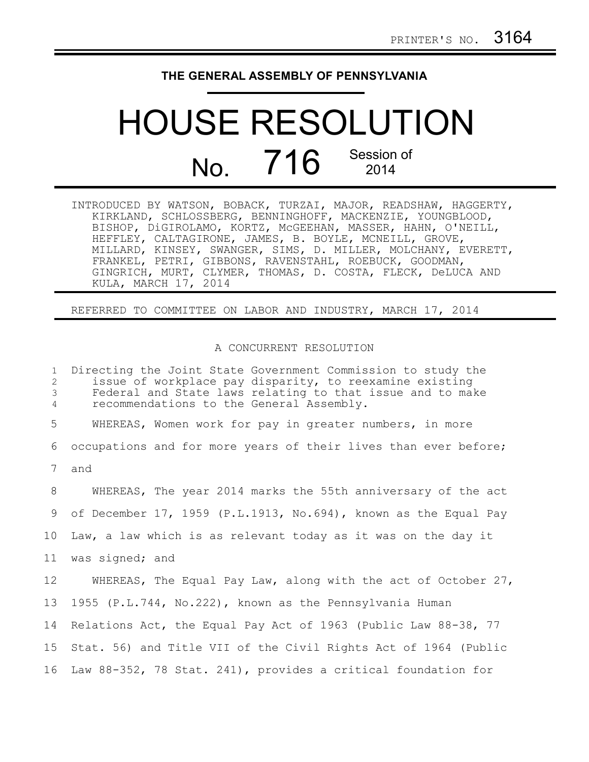PRINTER'S NO. 3164

**THE GENERAL ASSEMBLY OF PENNSYLVANIA**

# HOUSE RESOLUTION

## No. 716 Session of 2014

INTRODUCED BY WATSON, BOBACK, TURZAI, MAJOR, READSHAW, HAGGERTY, KIRKLAND, SCHLOSSBERG, BENNINGHOFF, MACKENZIE, YOUNGBLOOD, BISHOP, DiGIROLAMO, KORTZ, McGEEHAN, MASSER, HAHN, O'NEILL, HEFFLEY, CALTAGIRONE, JAMES, B. BOYLE, MCNEILL, GROVE, MILLARD, KINSEY, SWANGER, SIMS, D. MILLER, MOLCHANY, EVERETT, FRANKEL, PETRI, GIBBONS, RAVENSTAHL, ROEBUCK, GOODMAN, GINGRICH, MURT, CLYMER, THOMAS, D. COSTA, FLECK, DeLUCA AND KULA, MARCH 17, 2014

REFERRED TO COMMITTEE ON LABOR AND INDUSTRY, MARCH 17, 2014

A CONCURRENT RESOLUTION

1 Directing the Joint State Government Commission to study the
2 issue of workplace pay disparity, to reexamine existing
3 Federal and State laws relating to that issue and to make
4 recommendations to the General Assembly.

5 WHEREAS, Women work for pay in greater numbers, in more
6 occupations and for more years of their lives than ever before;
7 and

8 WHEREAS, The year 2014 marks the 55th anniversary of the act
9 of December 17, 1959 (P.L.1913, No.694), known as the Equal Pay
10 Law, a law which is as relevant today as it was on the day it
11 was signed; and

12 WHEREAS, The Equal Pay Law, along with the act of October 27,
13 1955 (P.L.744, No.222), known as the Pennsylvania Human
14 Relations Act, the Equal Pay Act of 1963 (Public Law 88-38, 77
15 Stat. 56) and Title VII of the Civil Rights Act of 1964 (Public
16 Law 88-352, 78 Stat. 241), provides a critical foundation for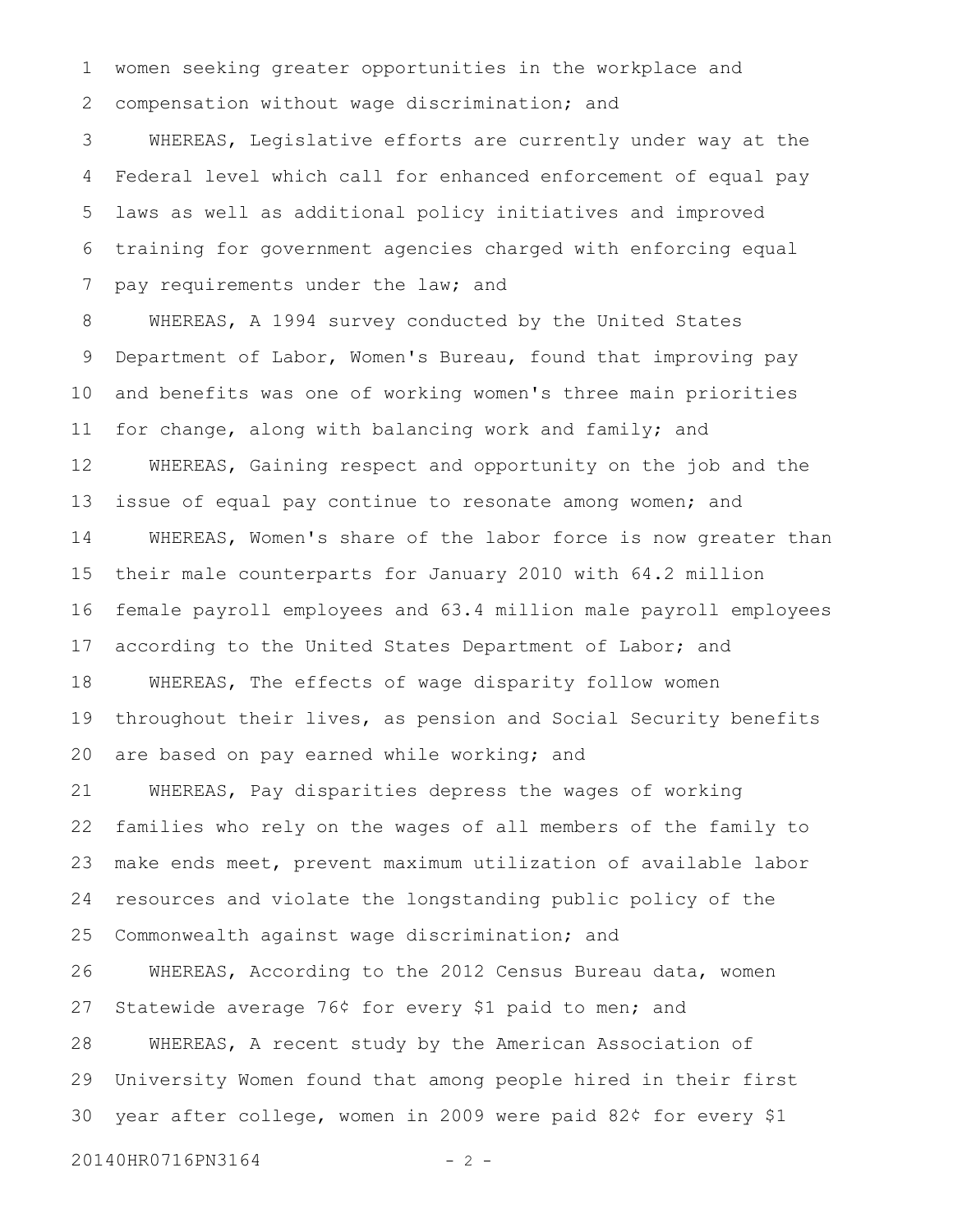women seeking greater opportunities in the workplace and compensation without wage discrimination; and

WHEREAS, Legislative efforts are currently under way at the Federal level which call for enhanced enforcement of equal pay laws as well as additional policy initiatives and improved training for government agencies charged with enforcing equal pay requirements under the law; and

WHEREAS, A 1994 survey conducted by the United States Department of Labor, Women's Bureau, found that improving pay and benefits was one of working women's three main priorities for change, along with balancing work and family; and

WHEREAS, Gaining respect and opportunity on the job and the issue of equal pay continue to resonate among women; and

WHEREAS, Women's share of the labor force is now greater than their male counterparts for January 2010 with 64.2 million female payroll employees and 63.4 million male payroll employees according to the United States Department of Labor; and

WHEREAS, The effects of wage disparity follow women throughout their lives, as pension and Social Security benefits are based on pay earned while working; and

WHEREAS, Pay disparities depress the wages of working families who rely on the wages of all members of the family to make ends meet, prevent maximum utilization of available labor resources and violate the longstanding public policy of the Commonwealth against wage discrimination; and

WHEREAS, According to the 2012 Census Bureau data, women Statewide average 76¢ for every $1 paid to men; and

WHEREAS, A recent study by the American Association of University Women found that among people hired in their first year after college, women in 2009 were paid 82¢ for every $1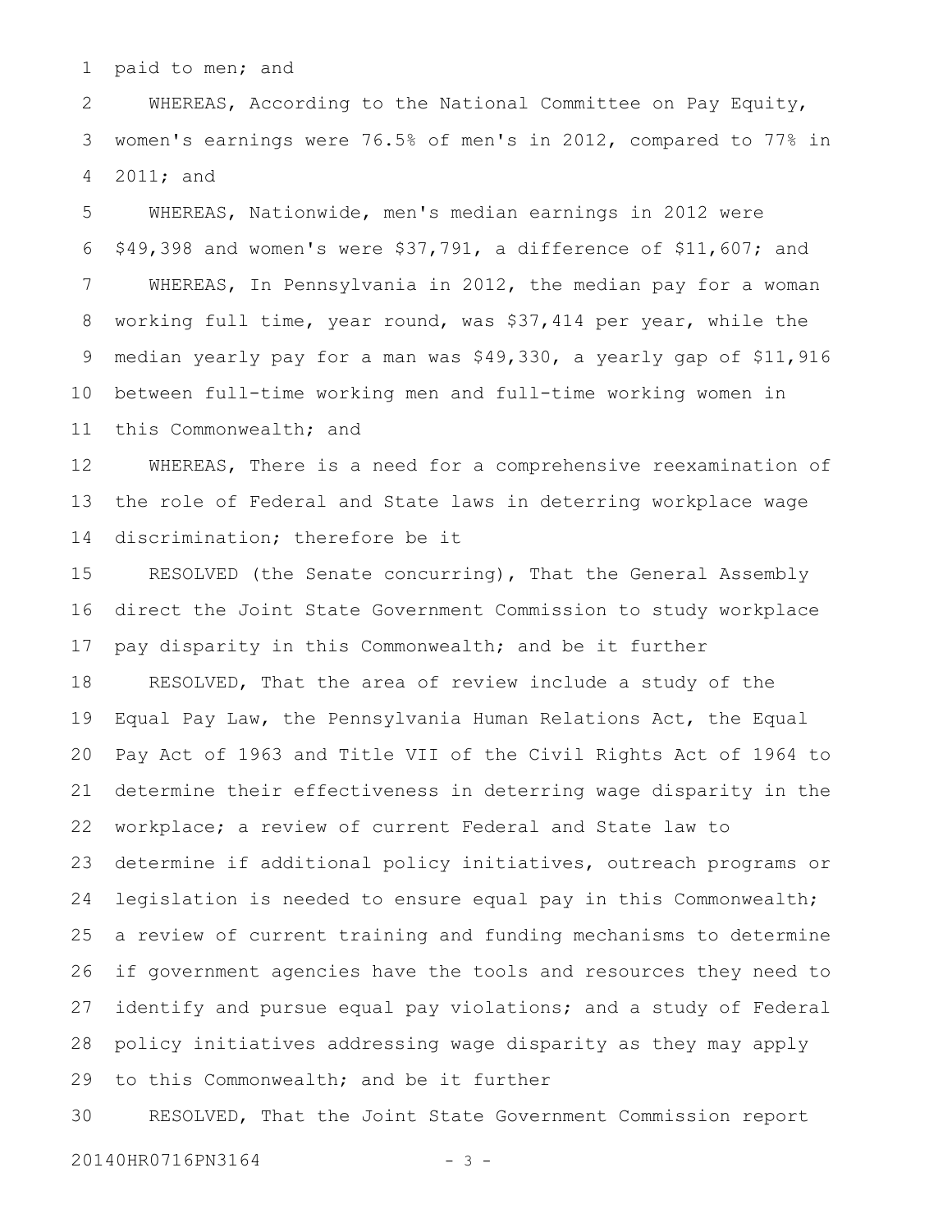paid to men; and

WHEREAS, According to the National Committee on Pay Equity, women's earnings were 76.5% of men's in 2012, compared to 77% in 2011; and

WHEREAS, Nationwide, men's median earnings in 2012 were $49,398 and women's were $37,791, a difference of $11,607; and

WHEREAS, In Pennsylvania in 2012, the median pay for a woman working full time, year round, was $37,414 per year, while the median yearly pay for a man was $49,330, a yearly gap of $11,916 between full-time working men and full-time working women in this Commonwealth; and

WHEREAS, There is a need for a comprehensive reexamination of the role of Federal and State laws in deterring workplace wage discrimination; therefore be it

RESOLVED (the Senate concurring), That the General Assembly direct the Joint State Government Commission to study workplace pay disparity in this Commonwealth; and be it further

RESOLVED, That the area of review include a study of the Equal Pay Law, the Pennsylvania Human Relations Act, the Equal Pay Act of 1963 and Title VII of the Civil Rights Act of 1964 to determine their effectiveness in deterring wage disparity in the workplace; a review of current Federal and State law to determine if additional policy initiatives, outreach programs or legislation is needed to ensure equal pay in this Commonwealth; a review of current training and funding mechanisms to determine if government agencies have the tools and resources they need to identify and pursue equal pay violations; and a study of Federal policy initiatives addressing wage disparity as they may apply to this Commonwealth; and be it further

RESOLVED, That the Joint State Government Commission report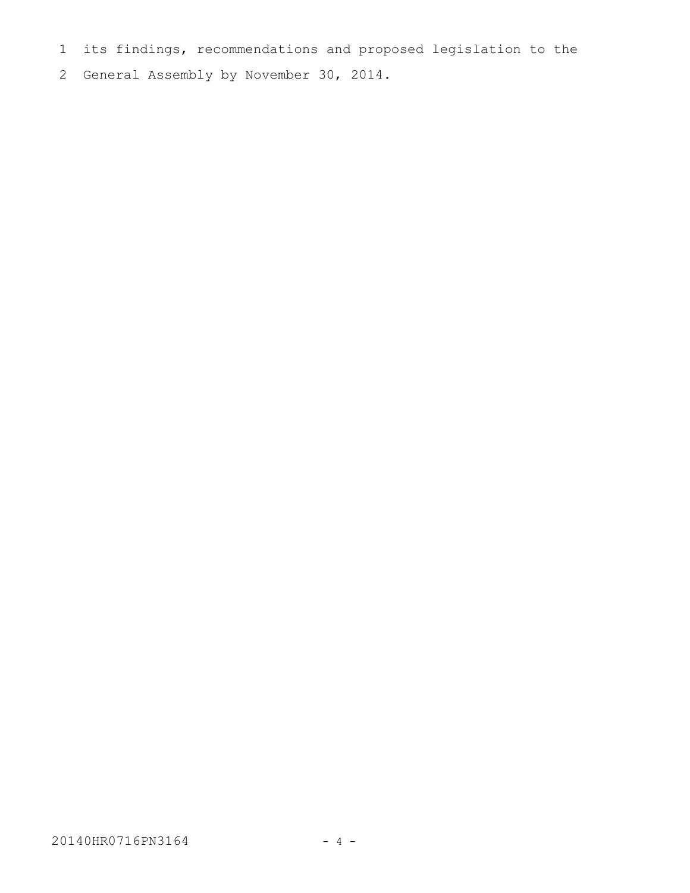its findings, recommendations and proposed legislation to the General Assembly by November 30, 2014.